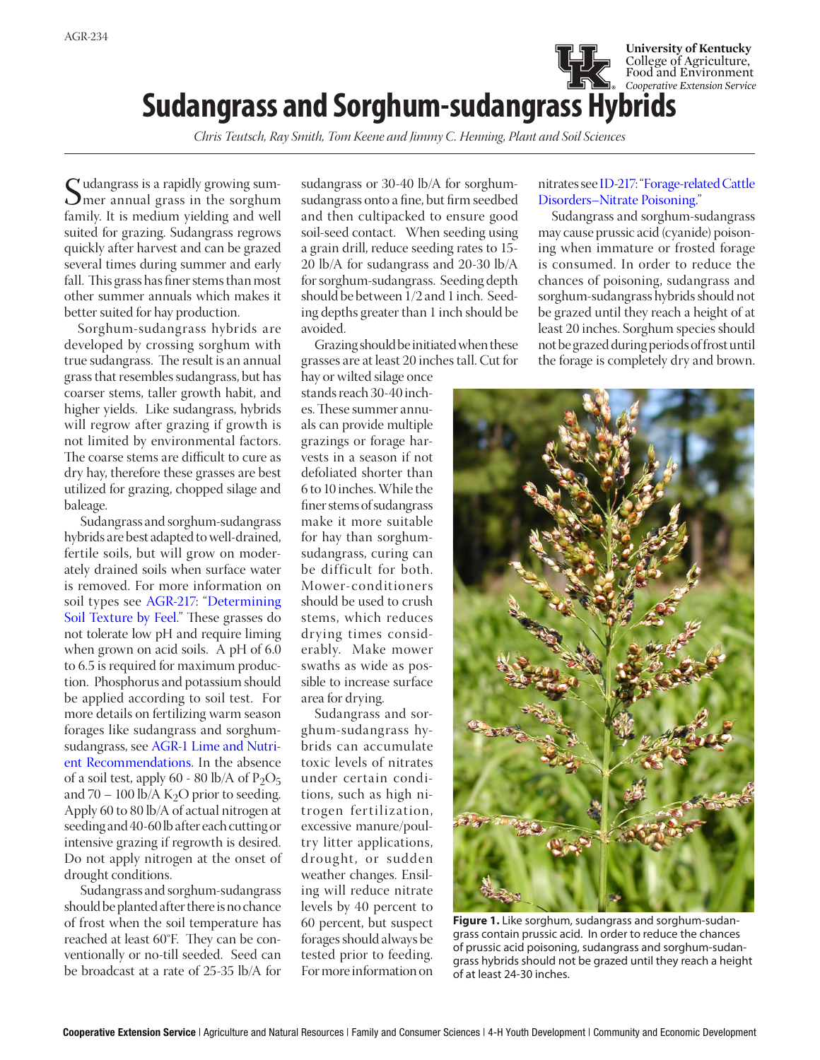AGR-234

University of Kentucky
College of Agriculture, Food and Environment
*Cooperative Extension Service*

# Sudangrass and Sorghum-sudangrass Hybrids

*Chris Teutsch, Ray Smith, Tom Keene and Jimmy C. Henning, Plant and Soil Sciences*

Sudangrass is a rapidly growing summer annual grass in the sorghum family. It is medium yielding and well suited for grazing. Sudangrass regrows quickly after harvest and can be grazed several times during summer and early fall. This grass has finer stems than most other summer annuals which makes it better suited for hay production.

Sorghum-sudangrass hybrids are developed by crossing sorghum with true sudangrass. The result is an annual grass that resembles sudangrass, but has coarser stems, taller growth habit, and higher yields. Like sudangrass, hybrids will regrow after grazing if growth is not limited by environmental factors. The coarse stems are difficult to cure as dry hay, therefore these grasses are best utilized for grazing, chopped silage and baleage.

Sudangrass and sorghum-sudangrass hybrids are best adapted to well-drained, fertile soils, but will grow on moderately drained soils when surface water is removed. For more information on soil types see AGR-217: "Determining Soil Texture by Feel." These grasses do not tolerate low pH and require liming when grown on acid soils. A pH of 6.0 to 6.5 is required for maximum production. Phosphorus and potassium should be applied according to soil test. For more details on fertilizing warm season forages like sudangrass and sorghum-sudangrass, see AGR-1 Lime and Nutrient Recommendations. In the absence of a soil test, apply 60 - 80 lb/A of $P_2O_5$ and 70 – 100 lb/A $K_2O$ prior to seeding. Apply 60 to 80 lb/A of actual nitrogen at seeding and 40-60 lb after each cutting or intensive grazing if regrowth is desired. Do not apply nitrogen at the onset of drought conditions.

Sudangrass and sorghum-sudangrass should be planted after there is no chance of frost when the soil temperature has reached at least 60°F. They can be conventionally or no-till seeded. Seed can be broadcast at a rate of 25-35 lb/A for sudangrass or 30-40 lb/A for sorghum-sudangrass onto a fine, but firm seedbed and then cultipacked to ensure good soil-seed contact. When seeding using a grain drill, reduce seeding rates to 15-20 lb/A for sudangrass and 20-30 lb/A for sorghum-sudangrass. Seeding depth should be between 1/2 and 1 inch. Seeding depths greater than 1 inch should be avoided.

Grazing should be initiated when these grasses are at least 20 inches tall. Cut for hay or wilted silage once stands reach 30-40 inches. These summer annuals can provide multiple grazings or forage harvests in a season if not defoliated shorter than 6 to 10 inches. While the finer stems of sudangrass make it more suitable for hay than sorghum-sudangrass, curing can be difficult for both. Mower-conditioners should be used to crush stems, which reduces drying times considerably. Make mower swaths as wide as possible to increase surface area for drying.

Sudangrass and sorghum-sudangrass hybrids can accumulate toxic levels of nitrates under certain conditions, such as high nitrogen fertilization, excessive manure/poultry litter applications, drought, or sudden weather changes. Ensiling will reduce nitrate levels by 40 percent to 60 percent, but suspect forages should always be tested prior to feeding. For more information on nitrates see ID-217: "Forage-related Cattle Disorders–Nitrate Poisoning."

Sudangrass and sorghum-sudangrass may cause prussic acid (cyanide) poisoning when immature or frosted forage is consumed. In order to reduce the chances of poisoning, sudangrass and sorghum-sudangrass hybrids should not be grazed until they reach a height of at least 20 inches. Sorghum species should not be grazed during periods of frost until the forage is completely dry and brown.

**Figure 1.** Like sorghum, sudangrass and sorghum-sudangrass contain prussic acid. In order to reduce the chances of prussic acid poisoning, sudangrass and sorghum-sudangrass hybrids should not be grazed until they reach a height of at least 24-30 inches.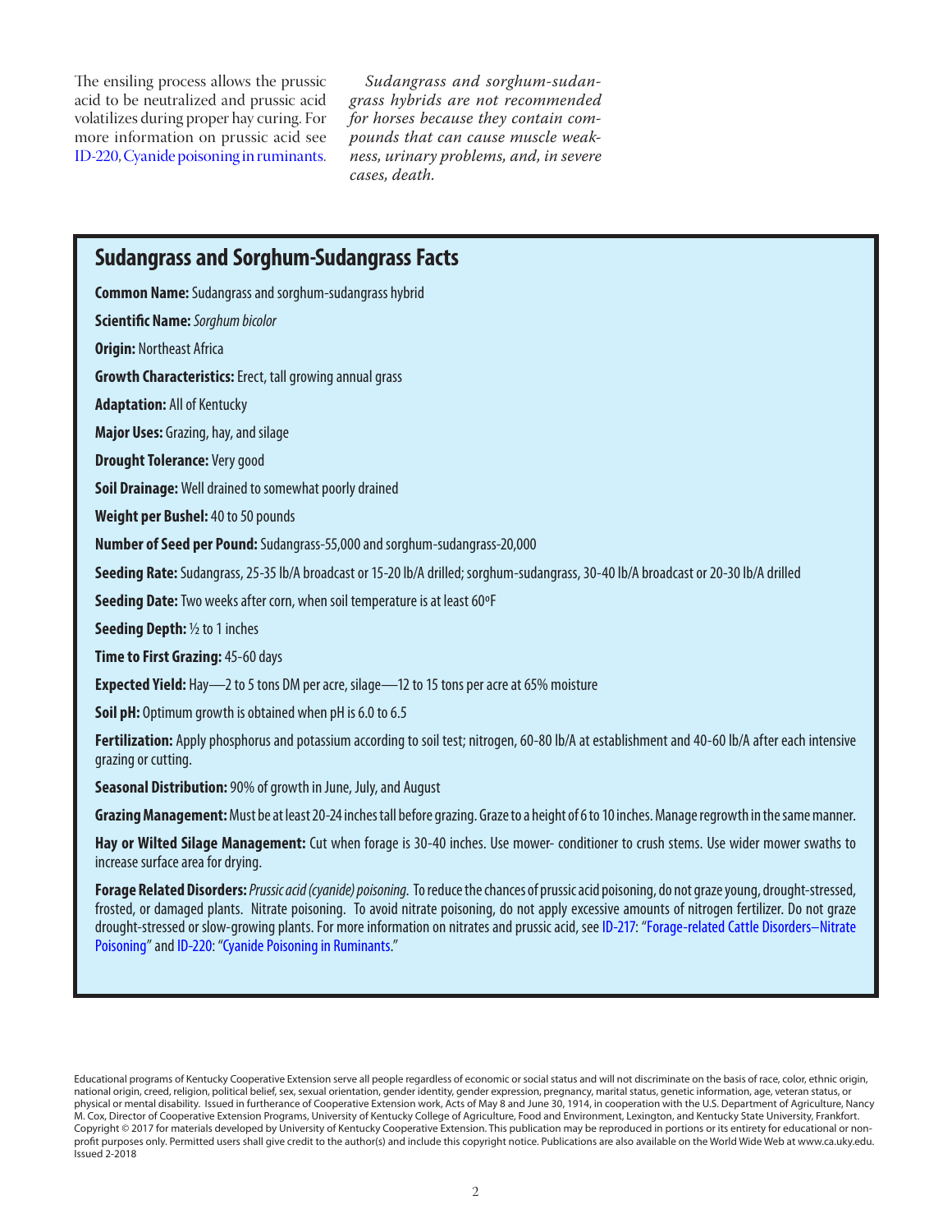The ensiling process allows the prussic acid to be neutralized and prussic acid volatilizes during proper hay curing. For more information on prussic acid see ID-220, Cyanide poisoning in ruminants.

*Sudangrass and sorghum-sudangrass hybrids are not recommended for horses because they contain compounds that can cause muscle weakness, urinary problems, and, in severe cases, death.*

## Sudangrass and Sorghum-Sudangrass Facts

**Common Name:** Sudangrass and sorghum-sudangrass hybrid

**Scientific Name:** *Sorghum bicolor*

**Origin:** Northeast Africa

**Growth Characteristics:** Erect, tall growing annual grass

**Adaptation:** All of Kentucky

**Major Uses:** Grazing, hay, and silage

**Drought Tolerance:** Very good

**Soil Drainage:** Well drained to somewhat poorly drained

**Weight per Bushel:** 40 to 50 pounds

**Number of Seed per Pound:** Sudangrass-55,000 and sorghum-sudangrass-20,000

**Seeding Rate:** Sudangrass, 25-35 lb/A broadcast or 15-20 lb/A drilled; sorghum-sudangrass, 30-40 lb/A broadcast or 20-30 lb/A drilled

**Seeding Date:** Two weeks after corn, when soil temperature is at least 60ºF

**Seeding Depth:** ½ to 1 inches

**Time to First Grazing:** 45-60 days

**Expected Yield:** Hay—2 to 5 tons DM per acre, silage—12 to 15 tons per acre at 65% moisture

**Soil pH:** Optimum growth is obtained when pH is 6.0 to 6.5

**Fertilization:** Apply phosphorus and potassium according to soil test; nitrogen, 60-80 lb/A at establishment and 40-60 lb/A after each intensive grazing or cutting.

**Seasonal Distribution:** 90% of growth in June, July, and August

**Grazing Management:** Must be at least 20-24 inches tall before grazing. Graze to a height of 6 to 10 inches. Manage regrowth in the same manner.

**Hay or Wilted Silage Management:** Cut when forage is 30-40 inches. Use mower- conditioner to crush stems. Use wider mower swaths to increase surface area for drying.

**Forage Related Disorders:** *Prussic acid (cyanide) poisoning*. To reduce the chances of prussic acid poisoning, do not graze young, drought-stressed, frosted, or damaged plants. Nitrate poisoning. To avoid nitrate poisoning, do not apply excessive amounts of nitrogen fertilizer. Do not graze drought-stressed or slow-growing plants. For more information on nitrates and prussic acid, see ID-217: "Forage-related Cattle Disorders–Nitrate Poisoning" and ID-220: "Cyanide Poisoning in Ruminants."

Educational programs of Kentucky Cooperative Extension serve all people regardless of economic or social status and will not discriminate on the basis of race, color, ethnic origin, national origin, creed, religion, political belief, sex, sexual orientation, gender identity, gender expression, pregnancy, marital status, genetic information, age, veteran status, or physical or mental disability. Issued in furtherance of Cooperative Extension work, Acts of May 8 and June 30, 1914, in cooperation with the U.S. Department of Agriculture, Nancy M. Cox, Director of Cooperative Extension Programs, University of Kentucky College of Agriculture, Food and Environment, Lexington, and Kentucky State University, Frankfort. Copyright © 2017 for materials developed by University of Kentucky Cooperative Extension. This publication may be reproduced in portions or its entirety for educational or nonprofit purposes only. Permitted users shall give credit to the author(s) and include this copyright notice. Publications are also available on the World Wide Web at www.ca.uky.edu. Issued 2-2018